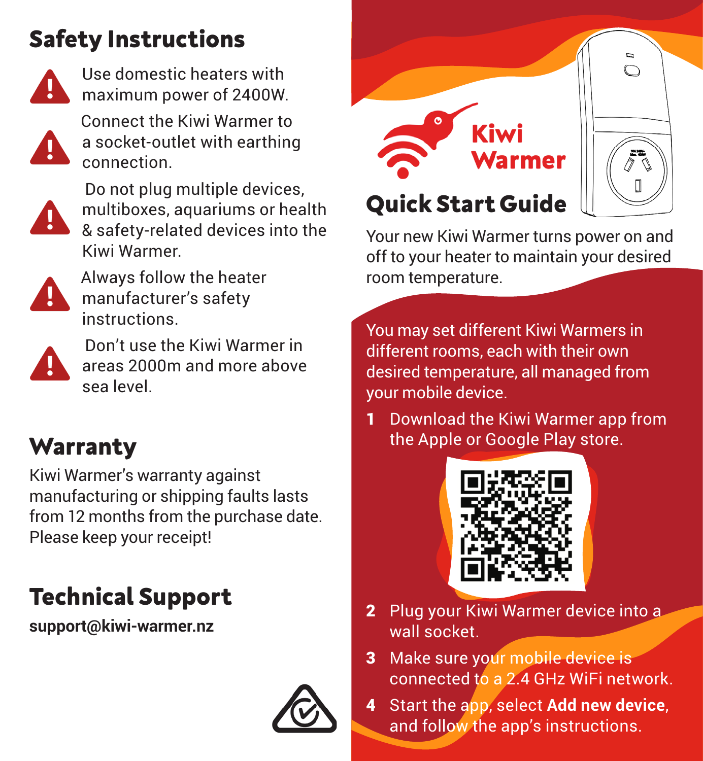# Safety Instructions

- Use domestic heaters with maximum power of 2400W.
- Connect the Kiwi Warmer to a socket-outlet with earthing connection.
- Do not plug multiple devices, multiboxes, aquariums or health & safety-related devices into the Kiwi Warmer.
- Always follow the heater manufacturer's safety instructions.
- Don't use the Kiwi Warmer in areas 2000m and more above sea level.

## Warranty

Kiwi Warmer's warranty against manufacturing or shipping faults lasts from 12 months from the purchase date. Please keep your receipt!

## Technical Support

**support@kiwi-warmer.nz**

# Kiwi Warmer

## Quick Start Guide

Your new Kiwi Warmer turns power on and off to your heater to maintain your desired room temperature.

You may set different Kiwi Warmers in different rooms, each with their own desired temperature, all managed from your mobile device.

1. Download the Kiwi Warmer app from the Apple or Google Play store.
2. Plug your Kiwi Warmer device into a wall socket.
3. Make sure your mobile device is connected to a 2.4 GHz WiFi network.
4. Start the app, select **Add new device**, and follow the app's instructions.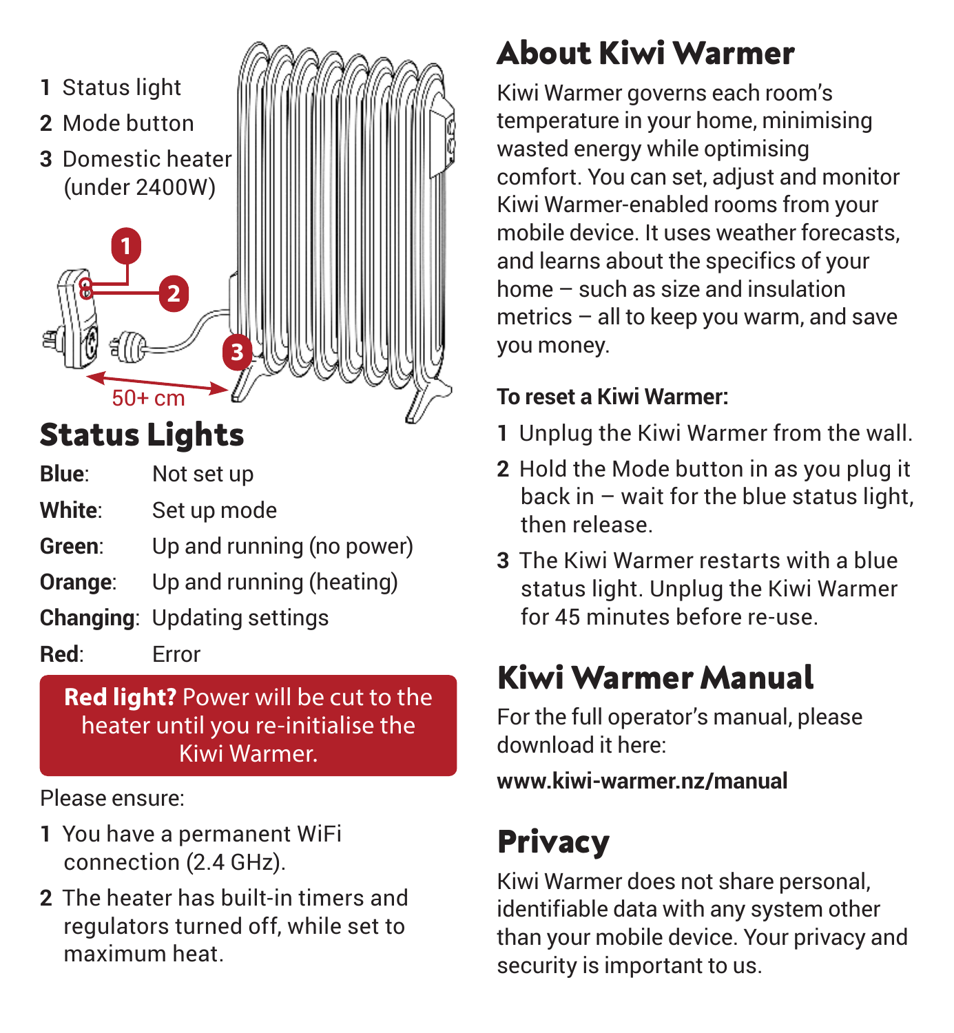1 Status light
2 Mode button
3 Domestic heater (under 2400W)

1
2
3
50+ cm

## Status Lights

| | |
|---|---|
| **Blue**: | Not set up |
| **White**: | Set up mode |
| **Green**: | Up and running (no power) |
| **Orange**: | Up and running (heating) |
| **Changing**: | Updating settings |
| **Red**: | Error |

**Red light?** Power will be cut to the heater until you re-initialise the Kiwi Warmer.

Please ensure:

1. You have a permanent WiFi connection (2.4 GHz).
2. The heater has built-in timers and regulators turned off, while set to maximum heat.

## About Kiwi Warmer

Kiwi Warmer governs each room's temperature in your home, minimising wasted energy while optimising comfort. You can set, adjust and monitor Kiwi Warmer-enabled rooms from your mobile device. It uses weather forecasts, and learns about the specifics of your home – such as size and insulation metrics – all to keep you warm, and save you money.

**To reset a Kiwi Warmer:**

1. Unplug the Kiwi Warmer from the wall.
2. Hold the Mode button in as you plug it back in – wait for the blue status light, then release.
3. The Kiwi Warmer restarts with a blue status light. Unplug the Kiwi Warmer for 45 minutes before re-use.

## Kiwi Warmer Manual

For the full operator's manual, please download it here:

**www.kiwi-warmer.nz/manual**

## Privacy

Kiwi Warmer does not share personal, identifiable data with any system other than your mobile device. Your privacy and security is important to us.